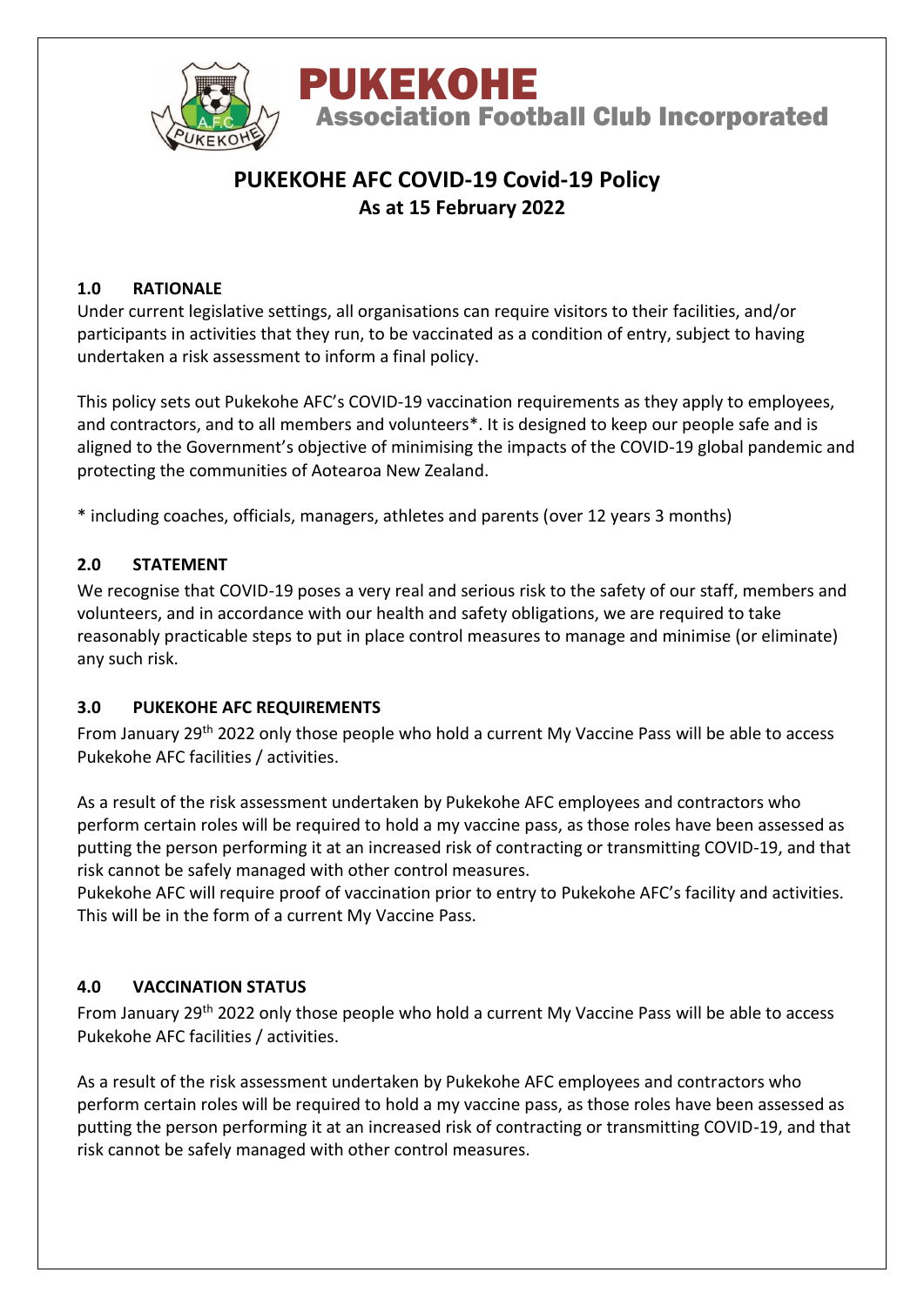PUKEKOHE
Association Football Club Incorporated

# PUKEKOHE AFC COVID-19 Covid-19 Policy
## As at 15 February 2022

### 1.0 RATIONALE

Under current legislative settings, all organisations can require visitors to their facilities, and/or participants in activities that they run, to be vaccinated as a condition of entry, subject to having undertaken a risk assessment to inform a final policy.

This policy sets out Pukekohe AFC's COVID-19 vaccination requirements as they apply to employees, and contractors, and to all members and volunteers*. It is designed to keep our people safe and is aligned to the Government's objective of minimising the impacts of the COVID-19 global pandemic and protecting the communities of Aotearoa New Zealand.

* including coaches, officials, managers, athletes and parents (over 12 years 3 months)

### 2.0 STATEMENT

We recognise that COVID-19 poses a very real and serious risk to the safety of our staff, members and volunteers, and in accordance with our health and safety obligations, we are required to take reasonably practicable steps to put in place control measures to manage and minimise (or eliminate) any such risk.

### 3.0 PUKEKOHE AFC REQUIREMENTS

From January 29th 2022 only those people who hold a current My Vaccine Pass will be able to access Pukekohe AFC facilities / activities.

As a result of the risk assessment undertaken by Pukekohe AFC employees and contractors who perform certain roles will be required to hold a my vaccine pass, as those roles have been assessed as putting the person performing it at an increased risk of contracting or transmitting COVID-19, and that risk cannot be safely managed with other control measures.
Pukekohe AFC will require proof of vaccination prior to entry to Pukekohe AFC's facility and activities. This will be in the form of a current My Vaccine Pass.

### 4.0 VACCINATION STATUS

From January 29th 2022 only those people who hold a current My Vaccine Pass will be able to access Pukekohe AFC facilities / activities.

As a result of the risk assessment undertaken by Pukekohe AFC employees and contractors who perform certain roles will be required to hold a my vaccine pass, as those roles have been assessed as putting the person performing it at an increased risk of contracting or transmitting COVID-19, and that risk cannot be safely managed with other control measures.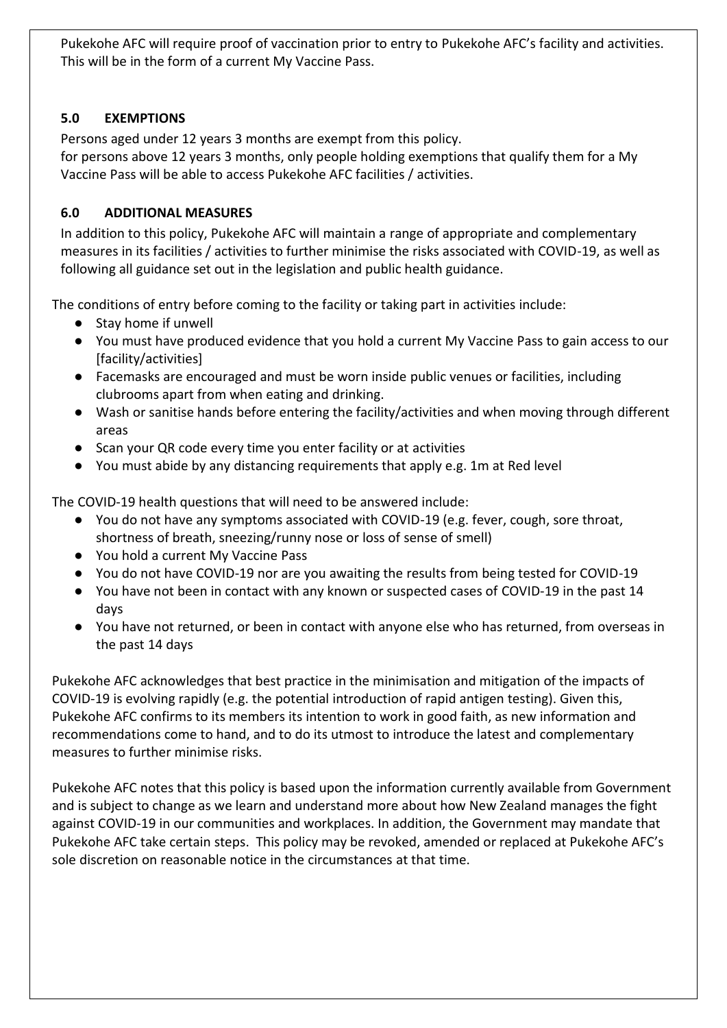Pukekohe AFC will require proof of vaccination prior to entry to Pukekohe AFC's facility and activities. This will be in the form of a current My Vaccine Pass.

## 5.0 EXEMPTIONS

Persons aged under 12 years 3 months are exempt from this policy.
for persons above 12 years 3 months, only people holding exemptions that qualify them for a My Vaccine Pass will be able to access Pukekohe AFC facilities / activities.

## 6.0 ADDITIONAL MEASURES

In addition to this policy, Pukekohe AFC will maintain a range of appropriate and complementary measures in its facilities / activities to further minimise the risks associated with COVID-19, as well as following all guidance set out in the legislation and public health guidance.

The conditions of entry before coming to the facility or taking part in activities include:

- Stay home if unwell
- You must have produced evidence that you hold a current My Vaccine Pass to gain access to our [facility/activities]
- Facemasks are encouraged and must be worn inside public venues or facilities, including clubrooms apart from when eating and drinking.
- Wash or sanitise hands before entering the facility/activities and when moving through different areas
- Scan your QR code every time you enter facility or at activities
- You must abide by any distancing requirements that apply e.g. 1m at Red level

The COVID-19 health questions that will need to be answered include:

- You do not have any symptoms associated with COVID-19 (e.g. fever, cough, sore throat, shortness of breath, sneezing/runny nose or loss of sense of smell)
- You hold a current My Vaccine Pass
- You do not have COVID-19 nor are you awaiting the results from being tested for COVID-19
- You have not been in contact with any known or suspected cases of COVID-19 in the past 14 days
- You have not returned, or been in contact with anyone else who has returned, from overseas in the past 14 days

Pukekohe AFC acknowledges that best practice in the minimisation and mitigation of the impacts of COVID-19 is evolving rapidly (e.g. the potential introduction of rapid antigen testing). Given this, Pukekohe AFC confirms to its members its intention to work in good faith, as new information and recommendations come to hand, and to do its utmost to introduce the latest and complementary measures to further minimise risks.

Pukekohe AFC notes that this policy is based upon the information currently available from Government and is subject to change as we learn and understand more about how New Zealand manages the fight against COVID-19 in our communities and workplaces. In addition, the Government may mandate that Pukekohe AFC take certain steps. This policy may be revoked, amended or replaced at Pukekohe AFC's sole discretion on reasonable notice in the circumstances at that time.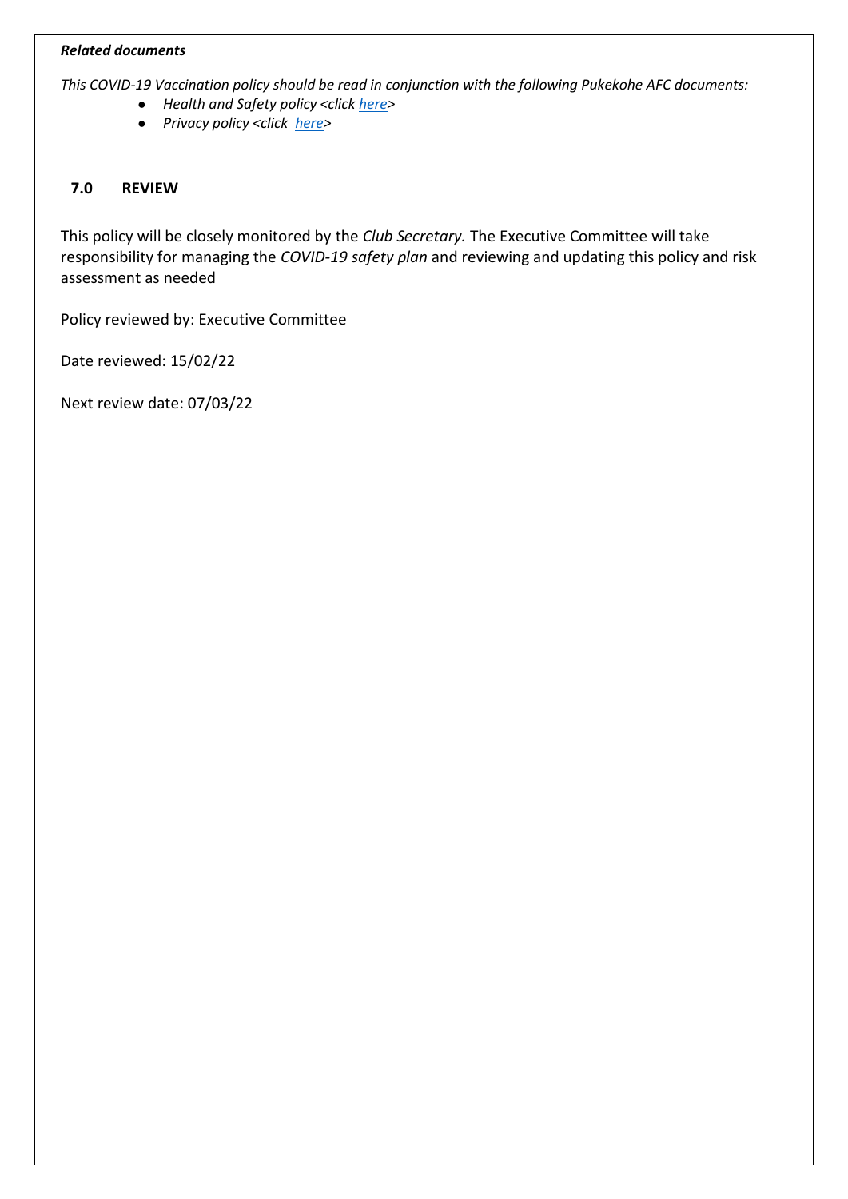***Related documents***

*This COVID-19 Vaccination policy should be read in conjunction with the following Pukekohe AFC documents:*

- *Health and Safety policy <click here>*
- *Privacy policy <click here>*

## 7.0 REVIEW

This policy will be closely monitored by the *Club Secretary.* The Executive Committee will take responsibility for managing the *COVID-19 safety plan* and reviewing and updating this policy and risk assessment as needed

Policy reviewed by: Executive Committee

Date reviewed: 15/02/22

Next review date: 07/03/22